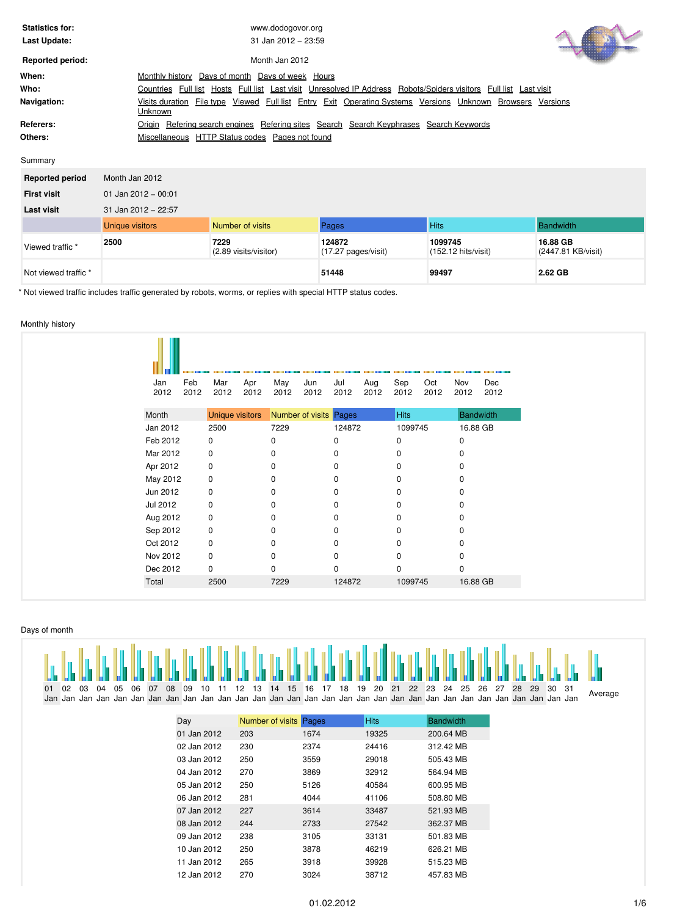| | |
|---|---|
| **Statistics for:** | www.dodogovor.org |
| **Last Update:** | 31 Jan 2012 – 23:59 |
| **Reported period:** | Month Jan 2012 |

**When:** Monthly history Days of month Days of week Hours

**Who:** Countries Full list Hosts Full list Last visit Unresolved IP Address Robots/Spiders visitors Full list Last visit

**Navigation:** Visits duration File type Viewed Full list Entry Exit Operating Systems Versions Unknown Browsers Versions Unknown

**Referers:** Origin Refering search engines Refering sites Search Search Keyphrases Search Keywords

**Others:** Miscellaneous HTTP Status codes Pages not found

## Summary

| | | | | | |
|---|---|---|---|---|---|
| **Reported period** | Month Jan 2012 | | | | |
| **First visit** | 01 Jan 2012 – 00:01 | | | | |
| **Last visit** | 31 Jan 2012 – 22:57 | | | | |
| | Unique visitors | Number of visits | Pages | Hits | Bandwidth |
| Viewed traffic * | **2500** | **7229** (2.89 visits/visitor) | **124872** (17.27 pages/visit) | **1099745** (152.12 hits/visit) | **16.88 GB** (2447.81 KB/visit) |
| Not viewed traffic * | | | **51448** | **99497** | **2.62 GB** |

* Not viewed traffic includes traffic generated by robots, worms, or replies with special HTTP status codes.

## Monthly history

| Month | Unique visitors | Number of visits | Pages | Hits | Bandwidth |
|---|---|---|---|---|---|
| Jan 2012 | 2500 | 7229 | 124872 | 1099745 | 16.88 GB |
| Feb 2012 | 0 | 0 | 0 | 0 | 0 |
| Mar 2012 | 0 | 0 | 0 | 0 | 0 |
| Apr 2012 | 0 | 0 | 0 | 0 | 0 |
| May 2012 | 0 | 0 | 0 | 0 | 0 |
| Jun 2012 | 0 | 0 | 0 | 0 | 0 |
| Jul 2012 | 0 | 0 | 0 | 0 | 0 |
| Aug 2012 | 0 | 0 | 0 | 0 | 0 |
| Sep 2012 | 0 | 0 | 0 | 0 | 0 |
| Oct 2012 | 0 | 0 | 0 | 0 | 0 |
| Nov 2012 | 0 | 0 | 0 | 0 | 0 |
| Dec 2012 | 0 | 0 | 0 | 0 | 0 |
| Total | 2500 | 7229 | 124872 | 1099745 | 16.88 GB |

## Days of month

| Day | Number of visits | Pages | Hits | Bandwidth |
|---|---|---|---|---|
| 01 Jan 2012 | 203 | 1674 | 19325 | 200.64 MB |
| 02 Jan 2012 | 230 | 2374 | 24416 | 312.42 MB |
| 03 Jan 2012 | 250 | 3559 | 29018 | 505.43 MB |
| 04 Jan 2012 | 270 | 3869 | 32912 | 564.94 MB |
| 05 Jan 2012 | 250 | 5126 | 40584 | 600.95 MB |
| 06 Jan 2012 | 281 | 4044 | 41106 | 508.80 MB |
| 07 Jan 2012 | 227 | 3614 | 33487 | 521.93 MB |
| 08 Jan 2012 | 244 | 2733 | 27542 | 362.37 MB |
| 09 Jan 2012 | 238 | 3105 | 33131 | 501.83 MB |
| 10 Jan 2012 | 250 | 3878 | 46219 | 626.21 MB |
| 11 Jan 2012 | 265 | 3918 | 39928 | 515.23 MB |
| 12 Jan 2012 | 270 | 3024 | 38712 | 457.83 MB |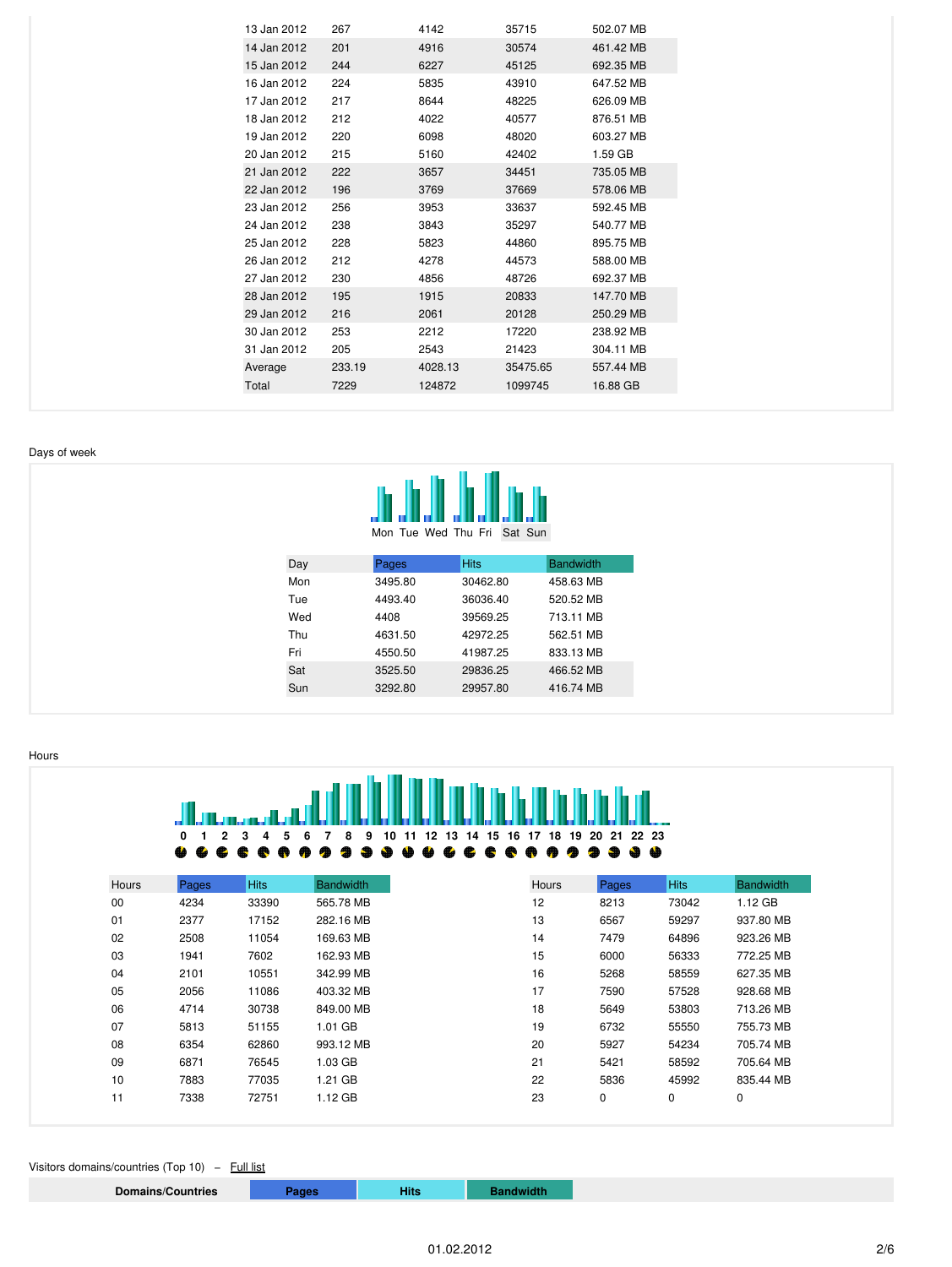| | | | | |
|---|---|---|---|---|
| 13 Jan 2012 | 267 | 4142 | 35715 | 502.07 MB |
| 14 Jan 2012 | 201 | 4916 | 30574 | 461.42 MB |
| 15 Jan 2012 | 244 | 6227 | 45125 | 692.35 MB |
| 16 Jan 2012 | 224 | 5835 | 43910 | 647.52 MB |
| 17 Jan 2012 | 217 | 8644 | 48225 | 626.09 MB |
| 18 Jan 2012 | 212 | 4022 | 40577 | 876.51 MB |
| 19 Jan 2012 | 220 | 6098 | 48020 | 603.27 MB |
| 20 Jan 2012 | 215 | 5160 | 42402 | 1.59 GB |
| 21 Jan 2012 | 222 | 3657 | 34451 | 735.05 MB |
| 22 Jan 2012 | 196 | 3769 | 37669 | 578.06 MB |
| 23 Jan 2012 | 256 | 3953 | 33637 | 592.45 MB |
| 24 Jan 2012 | 238 | 3843 | 35297 | 540.77 MB |
| 25 Jan 2012 | 228 | 5823 | 44860 | 895.75 MB |
| 26 Jan 2012 | 212 | 4278 | 44573 | 588.00 MB |
| 27 Jan 2012 | 230 | 4856 | 48726 | 692.37 MB |
| 28 Jan 2012 | 195 | 1915 | 20833 | 147.70 MB |
| 29 Jan 2012 | 216 | 2061 | 20128 | 250.29 MB |
| 30 Jan 2012 | 253 | 2212 | 17220 | 238.92 MB |
| 31 Jan 2012 | 205 | 2543 | 21423 | 304.11 MB |
| Average | 233.19 | 4028.13 | 35475.65 | 557.44 MB |
| Total | 7229 | 124872 | 1099745 | 16.88 GB |

## Days of week

Mon Tue Wed Thu Fri Sat Sun

| Day | Pages | Hits | Bandwidth |
|---|---|---|---|
| Mon | 3495.80 | 30462.80 | 458.63 MB |
| Tue | 4493.40 | 36036.40 | 520.52 MB |
| Wed | 4408 | 39569.25 | 713.11 MB |
| Thu | 4631.50 | 42972.25 | 562.51 MB |
| Fri | 4550.50 | 41987.25 | 833.13 MB |
| Sat | 3525.50 | 29836.25 | 466.52 MB |
| Sun | 3292.80 | 29957.80 | 416.74 MB |

## Hours

0 1 2 3 4 5 6 7 8 9 10 11 12 13 14 15 16 17 18 19 20 21 22 23

| Hours | Pages | Hits | Bandwidth |
|---|---|---|---|
| 00 | 4234 | 33390 | 565.78 MB |
| 01 | 2377 | 17152 | 282.16 MB |
| 02 | 2508 | 11054 | 169.63 MB |
| 03 | 1941 | 7602 | 162.93 MB |
| 04 | 2101 | 10551 | 342.99 MB |
| 05 | 2056 | 11086 | 403.32 MB |
| 06 | 4714 | 30738 | 849.00 MB |
| 07 | 5813 | 51155 | 1.01 GB |
| 08 | 6354 | 62860 | 993.12 MB |
| 09 | 6871 | 76545 | 1.03 GB |
| 10 | 7883 | 77035 | 1.21 GB |
| 11 | 7338 | 72751 | 1.12 GB |
| 12 | 8213 | 73042 | 1.12 GB |
| 13 | 6567 | 59297 | 937.80 MB |
| 14 | 7479 | 64896 | 923.26 MB |
| 15 | 6000 | 56333 | 772.25 MB |
| 16 | 5268 | 58559 | 627.35 MB |
| 17 | 7590 | 57528 | 928.68 MB |
| 18 | 5649 | 53803 | 713.26 MB |
| 19 | 6732 | 55550 | 755.73 MB |
| 20 | 5927 | 54234 | 705.74 MB |
| 21 | 5421 | 58592 | 705.64 MB |
| 22 | 5836 | 45992 | 835.44 MB |
| 23 | 0 | 0 | 0 |

## Visitors domains/countries (Top 10) – Full list

| Domains/Countries | Pages | Hits | Bandwidth |
|---|---|---|---|

01.02.2012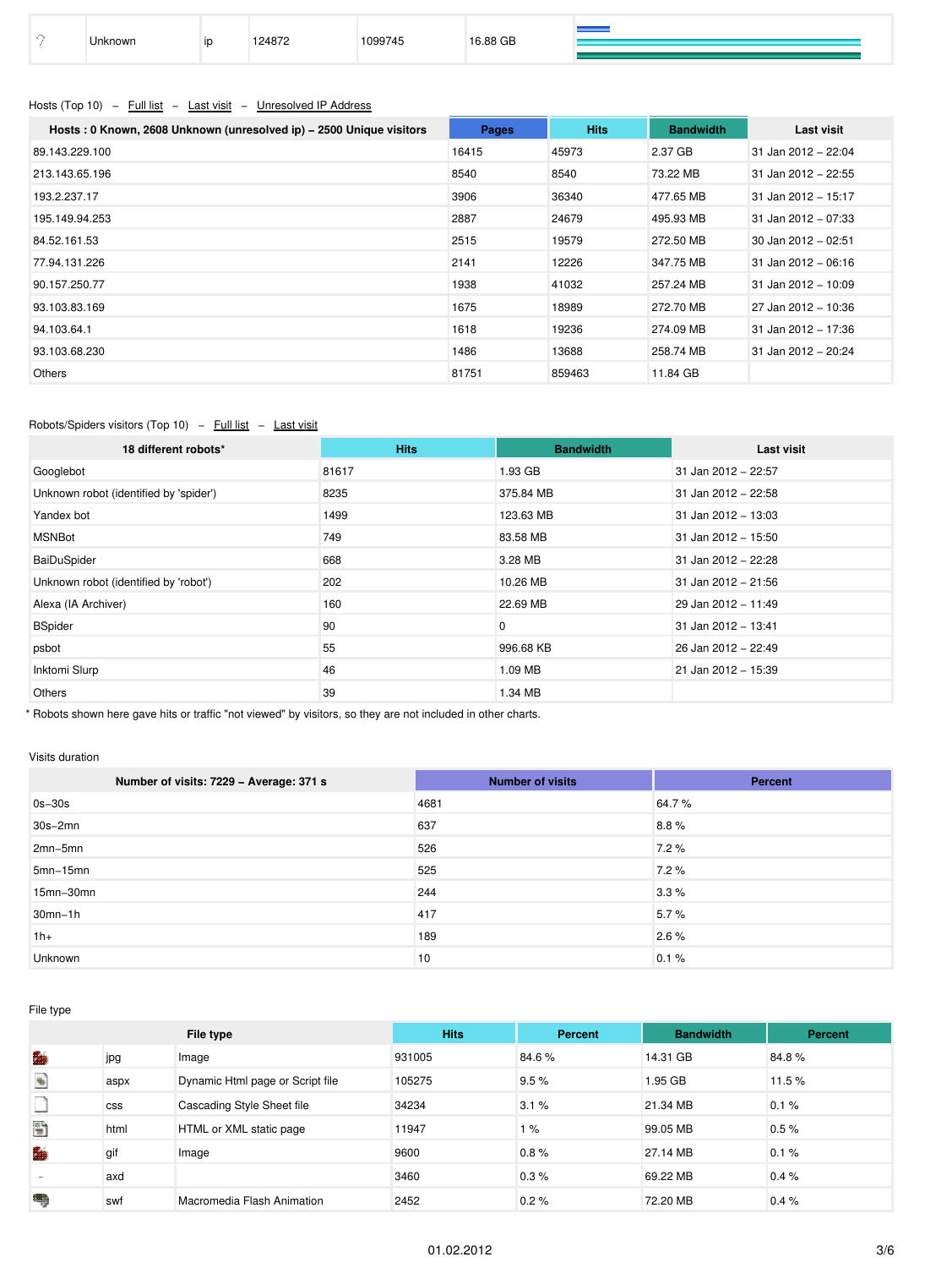| | | | | | |
|---|---|---|---|---|---|
| ? | Unknown | ip | 124872 | 1099745 | 16.88 GB |

Hosts (Top 10) – Full list – Last visit – Unresolved IP Address

| Hosts : 0 Known, 2608 Unknown (unresolved ip) – 2500 Unique visitors | Pages | Hits | Bandwidth | Last visit |
|---|---|---|---|---|
| 89.143.229.100 | 16415 | 45973 | 2.37 GB | 31 Jan 2012 – 22:04 |
| 213.143.65.196 | 8540 | 8540 | 73.22 MB | 31 Jan 2012 – 22:55 |
| 193.2.237.17 | 3906 | 36340 | 477.65 MB | 31 Jan 2012 – 15:17 |
| 195.149.94.253 | 2887 | 24679 | 495.93 MB | 31 Jan 2012 – 07:33 |
| 84.52.161.53 | 2515 | 19579 | 272.50 MB | 30 Jan 2012 – 02:51 |
| 77.94.131.226 | 2141 | 12226 | 347.75 MB | 31 Jan 2012 – 06:16 |
| 90.157.250.77 | 1938 | 41032 | 257.24 MB | 31 Jan 2012 – 10:09 |
| 93.103.83.169 | 1675 | 18989 | 272.70 MB | 27 Jan 2012 – 10:36 |
| 94.103.64.1 | 1618 | 19236 | 274.09 MB | 31 Jan 2012 – 17:36 |
| 93.103.68.230 | 1486 | 13688 | 258.74 MB | 31 Jan 2012 – 20:24 |
| Others | 81751 | 859463 | 11.84 GB | |

Robots/Spiders visitors (Top 10) – Full list – Last visit

| 18 different robots* | Hits | Bandwidth | Last visit |
|---|---|---|---|
| Googlebot | 81617 | 1.93 GB | 31 Jan 2012 – 22:57 |
| Unknown robot (identified by 'spider') | 8235 | 375.84 MB | 31 Jan 2012 – 22:58 |
| Yandex bot | 1499 | 123.63 MB | 31 Jan 2012 – 13:03 |
| MSNBot | 749 | 83.58 MB | 31 Jan 2012 – 15:50 |
| BaiDuSpider | 668 | 3.28 MB | 31 Jan 2012 – 22:28 |
| Unknown robot (identified by 'robot') | 202 | 10.26 MB | 31 Jan 2012 – 21:56 |
| Alexa (IA Archiver) | 160 | 22.69 MB | 29 Jan 2012 – 11:49 |
| BSpider | 90 | 0 | 31 Jan 2012 – 13:41 |
| psbot | 55 | 996.68 KB | 26 Jan 2012 – 22:49 |
| Inktomi Slurp | 46 | 1.09 MB | 21 Jan 2012 – 15:39 |
| Others | 39 | 1.34 MB | |

* Robots shown here gave hits or traffic "not viewed" by visitors, so they are not included in other charts.

Visits duration

| Number of visits: 7229 – Average: 371 s | Number of visits | Percent |
|---|---|---|
| 0s–30s | 4681 | 64.7 % |
| 30s–2mn | 637 | 8.8 % |
| 2mn–5mn | 526 | 7.2 % |
| 5mn–15mn | 525 | 7.2 % |
| 15mn–30mn | 244 | 3.3 % |
| 30mn–1h | 417 | 5.7 % |
| 1h+ | 189 | 2.6 % |
| Unknown | 10 | 0.1 % |

File type

| | File type | | Hits | Percent | Bandwidth | Percent |
|---|---|---|---|---|---|---|
| | jpg | Image | 931005 | 84.6 % | 14.31 GB | 84.8 % |
| | aspx | Dynamic Html page or Script file | 105275 | 9.5 % | 1.95 GB | 11.5 % |
| | css | Cascading Style Sheet file | 34234 | 3.1 % | 21.34 MB | 0.1 % |
| | html | HTML or XML static page | 11947 | 1 % | 99.05 MB | 0.5 % |
| | gif | Image | 9600 | 0.8 % | 27.14 MB | 0.1 % |
| - | axd | | 3460 | 0.3 % | 69.22 MB | 0.4 % |
| | swf | Macromedia Flash Animation | 2452 | 0.2 % | 72.20 MB | 0.4 % |

01.02.2012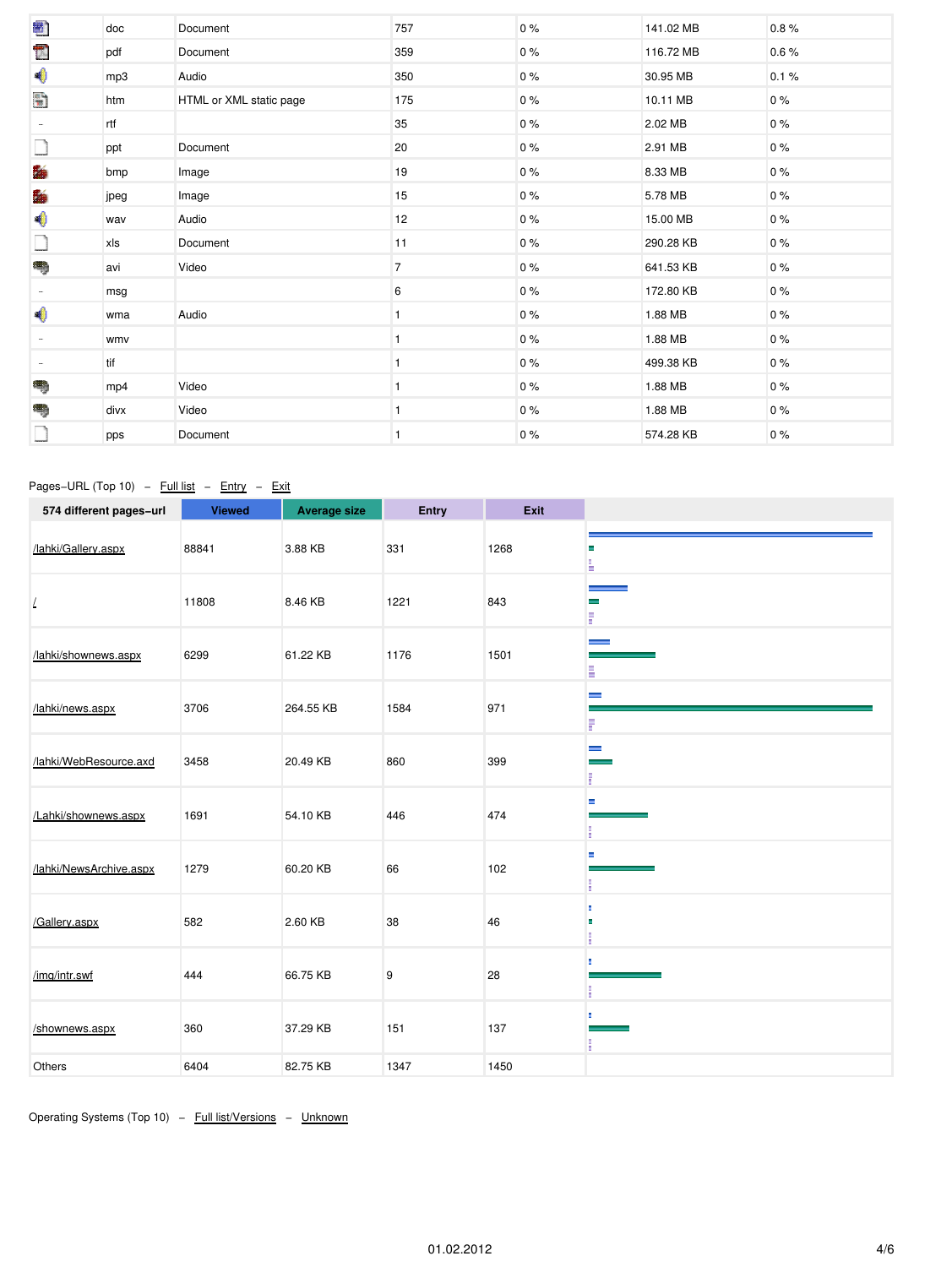| | doc | Document | 757 | 0 % | 141.02 MB | 0.8 % |
|---|---|---|---|---|---|---|
| | pdf | Document | 359 | 0 % | 116.72 MB | 0.6 % |
| | mp3 | Audio | 350 | 0 % | 30.95 MB | 0.1 % |
| | htm | HTML or XML static page | 175 | 0 % | 10.11 MB | 0 % |
| - | rtf | | 35 | 0 % | 2.02 MB | 0 % |
| | ppt | Document | 20 | 0 % | 2.91 MB | 0 % |
| | bmp | Image | 19 | 0 % | 8.33 MB | 0 % |
| | jpeg | Image | 15 | 0 % | 5.78 MB | 0 % |
| | wav | Audio | 12 | 0 % | 15.00 MB | 0 % |
| | xls | Document | 11 | 0 % | 290.28 KB | 0 % |
| | avi | Video | 7 | 0 % | 641.53 KB | 0 % |
| - | msg | | 6 | 0 % | 172.80 KB | 0 % |
| | wma | Audio | 1 | 0 % | 1.88 MB | 0 % |
| - | wmv | | 1 | 0 % | 1.88 MB | 0 % |
| - | tif | | 1 | 0 % | 499.38 KB | 0 % |
| | mp4 | Video | 1 | 0 % | 1.88 MB | 0 % |
| | divx | Video | 1 | 0 % | 1.88 MB | 0 % |
| | pps | Document | 1 | 0 % | 574.28 KB | 0 % |

Pages-URL (Top 10) – Full list – Entry – Exit

| 574 different pages-url | Viewed | Average size | Entry | Exit |
|---|---|---|---|---|
| /lahki/Gallery.aspx | 88841 | 3.88 KB | 331 | 1268 |
| / | 11808 | 8.46 KB | 1221 | 843 |
| /lahki/shownews.aspx | 6299 | 61.22 KB | 1176 | 1501 |
| /lahki/news.aspx | 3706 | 264.55 KB | 1584 | 971 |
| /lahki/WebResource.axd | 3458 | 20.49 KB | 860 | 399 |
| /Lahki/shownews.aspx | 1691 | 54.10 KB | 446 | 474 |
| /lahki/NewsArchive.aspx | 1279 | 60.20 KB | 66 | 102 |
| /Gallery.aspx | 582 | 2.60 KB | 38 | 46 |
| /img/intr.swf | 444 | 66.75 KB | 9 | 28 |
| /shownews.aspx | 360 | 37.29 KB | 151 | 137 |
| Others | 6404 | 82.75 KB | 1347 | 1450 |

Operating Systems (Top 10) – Full list/Versions – Unknown

01.02.2012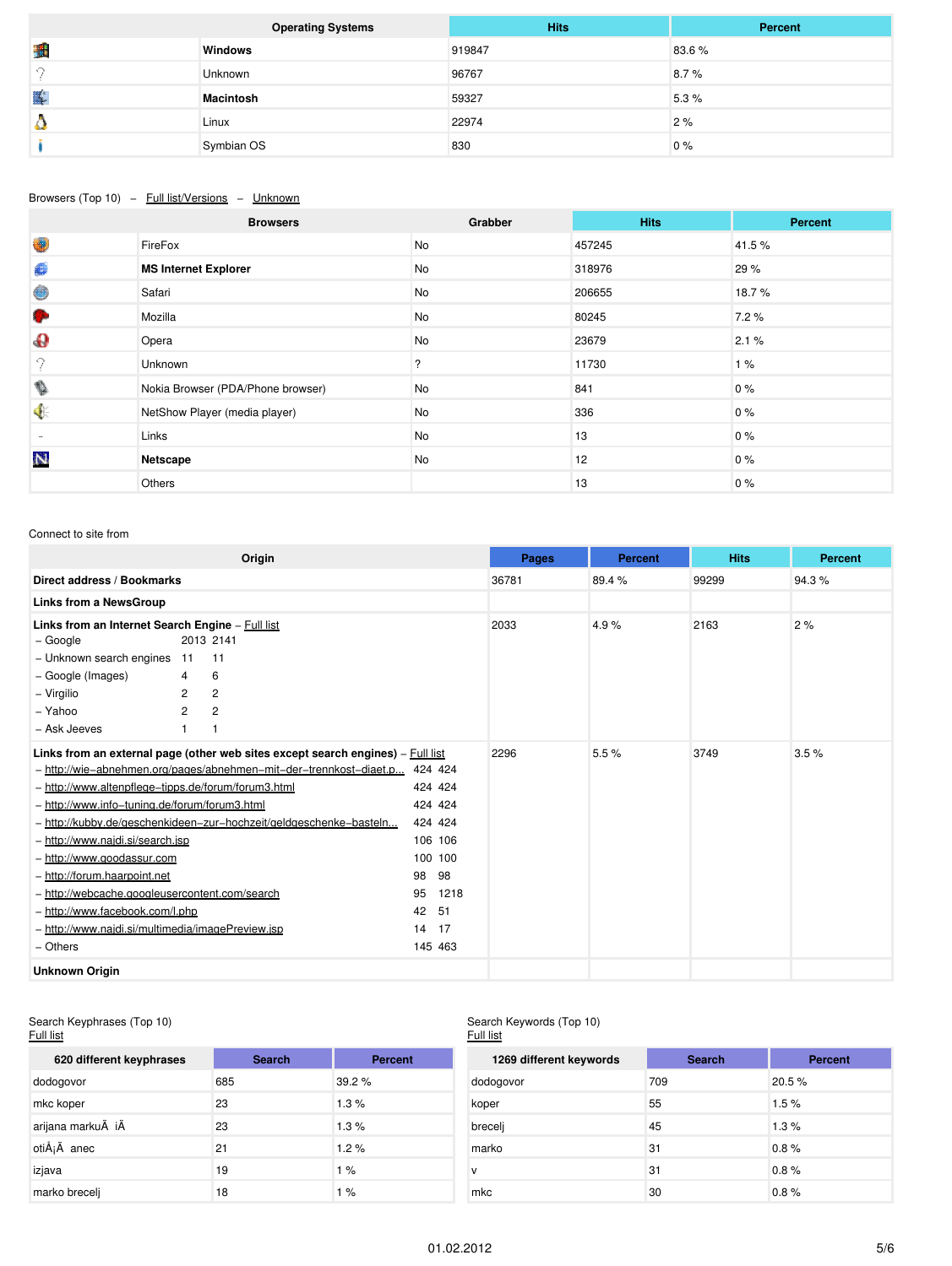| | Operating Systems | Hits | Percent |
|---|---|---|---|
| | **Windows** | 919847 | 83.6 % |
| | Unknown | 96767 | 8.7 % |
| | **Macintosh** | 59327 | 5.3 % |
| | Linux | 22974 | 2 % |
| | Symbian OS | 830 | 0 % |

Browsers (Top 10) – Full list/Versions – Unknown

| | Browsers | Grabber | Hits | Percent |
|---|---|---|---|---|
| | FireFox | No | 457245 | 41.5 % |
| | **MS Internet Explorer** | No | 318976 | 29 % |
| | Safari | No | 206655 | 18.7 % |
| | Mozilla | No | 80245 | 7.2 % |
| | Opera | No | 23679 | 2.1 % |
| | Unknown | ? | 11730 | 1 % |
| | Nokia Browser (PDA/Phone browser) | No | 841 | 0 % |
| | NetShow Player (media player) | No | 336 | 0 % |
| - | Links | No | 13 | 0 % |
| | **Netscape** | No | 12 | 0 % |
| | Others | | 13 | 0 % |

Connect to site from

| Origin | Pages | Percent | Hits | Percent |
|---|---|---|---|---|
| **Direct address / Bookmarks** | 36781 | 89.4 % | 99299 | 94.3 % |
| **Links from a NewsGroup** | | | | |
| **Links from an Internet Search Engine** – Full list<br>– Google 2013 2141<br>– Unknown search engines 11 11<br>– Google (Images) 4 6<br>– Virgilio 2 2<br>– Yahoo 2 2<br>– Ask Jeeves 1 1 | 2033 | 4.9 % | 2163 | 2 % |
| **Links from an external page (other web sites except search engines)** – Full list<br>– http://wie–abnehmen.org/pages/abnehmen–mit–der–trennkost–diaet.p... 424 424<br>– http://www.altenpflege–tipps.de/forum/forum3.html 424 424<br>– http://www.info–tuning.de/forum/forum3.html 424 424<br>– http://kubby.de/geschenkideen–zur–hochzeit/geldgeschenke–basteln... 424 424<br>– http://www.najdi.si/search.jsp 106 106<br>– http://www.goodassur.com 100 100<br>– http://forum.haarpoint.net 98 98<br>– http://webcache.googleusercontent.com/search 95 1218<br>– http://www.facebook.com/l.php 42 51<br>– http://www.najdi.si/multimedia/imagePreview.jsp 14 17<br>– Others 145 463 | 2296 | 5.5 % | 3749 | 3.5 % |
| **Unknown Origin** | | | | |

Search Keyphrases (Top 10)
Full list

| 620 different keyphrases | Search | Percent |
|---|---|---|
| dodogovor | 685 | 39.2 % |
| mkc koper | 23 | 1.3 % |
| arijana markuÄ iÄ | 23 | 1.3 % |
| otiÅ¡Ä anec | 21 | 1.2 % |
| izjava | 19 | 1 % |
| marko brecelj | 18 | 1 % |

Search Keywords (Top 10)
Full list

| 1269 different keywords | Search | Percent |
|---|---|---|
| dodogovor | 709 | 20.5 % |
| koper | 55 | 1.5 % |
| brecelj | 45 | 1.3 % |
| marko | 31 | 0.8 % |
| v | 31 | 0.8 % |
| mkc | 30 | 0.8 % |

01.02.2012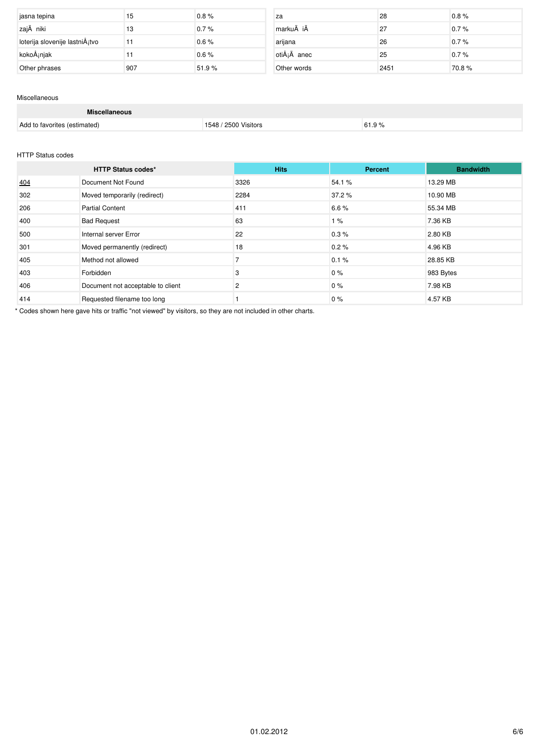| | | |
|---|---|---|
| jasna tepina | 15 | 0.8 % |
| zajÄ niki | 13 | 0.7 % |
| loterija slovenije lastniÅ¡tvo | 11 | 0.6 % |
| kokoÅ¡njak | 11 | 0.6 % |
| Other phrases | 907 | 51.9 % |

| | | |
|---|---|---|
| za | 28 | 0.8 % |
| markuÄ iÄ | 27 | 0.7 % |
| arijana | 26 | 0.7 % |
| otiÅ¡Ä anec | 25 | 0.7 % |
| Other words | 2451 | 70.8 % |

Miscellaneous

| Miscellaneous | | |
|---|---|---|
| Add to favorites (estimated) | 1548 / 2500 Visitors | 61.9 % |

HTTP Status codes

| HTTP Status codes* | | Hits | Percent | Bandwidth |
|---|---|---|---|---|
| 404 | Document Not Found | 3326 | 54.1 % | 13.29 MB |
| 302 | Moved temporarily (redirect) | 2284 | 37.2 % | 10.90 MB |
| 206 | Partial Content | 411 | 6.6 % | 55.34 MB |
| 400 | Bad Request | 63 | 1 % | 7.36 KB |
| 500 | Internal server Error | 22 | 0.3 % | 2.80 KB |
| 301 | Moved permanently (redirect) | 18 | 0.2 % | 4.96 KB |
| 405 | Method not allowed | 7 | 0.1 % | 28.85 KB |
| 403 | Forbidden | 3 | 0 % | 983 Bytes |
| 406 | Document not acceptable to client | 2 | 0 % | 7.98 KB |
| 414 | Requested filename too long | 1 | 0 % | 4.57 KB |

* Codes shown here gave hits or traffic "not viewed" by visitors, so they are not included in other charts.

01.02.2012